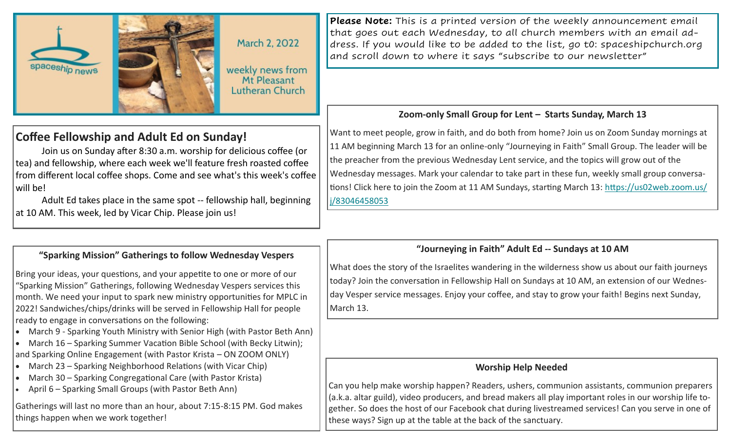spaceship news

March 2, 2022

weekly news from Mt Pleasant Lutheran Church

**Please Note:** This is a printed version of the weekly announcement email that goes out each Wednesday, to all church members with an email address. If you would like to be added to the list, go t0: spaceshipchurch.org and scroll down to where it says "subscribe to our newsletter"

## Coffee Fellowship and Adult Ed on Sunday!

Join us on Sunday after 8:30 a.m. worship for delicious coffee (or tea) and fellowship, where each week we'll feature fresh roasted coffee from different local coffee shops. Come and see what's this week's coffee will be!

Adult Ed takes place in the same spot -- fellowship hall, beginning at 10 AM. This week, led by Vicar Chip. Please join us!

### "Sparking Mission" Gatherings to follow Wednesday Vespers

Bring your ideas, your questions, and your appetite to one or more of our "Sparking Mission" Gatherings, following Wednesday Vespers services this month. We need your input to spark new ministry opportunities for MPLC in 2022! Sandwiches/chips/drinks will be served in Fellowship Hall for people ready to engage in conversations on the following:

- March 9 - Sparking Youth Ministry with Senior High (with Pastor Beth Ann)
- March 16 – Sparking Summer Vacation Bible School (with Becky Litwin); and Sparking Online Engagement (with Pastor Krista – ON ZOOM ONLY)
- March 23 – Sparking Neighborhood Relations (with Vicar Chip)
- March 30 – Sparking Congregational Care (with Pastor Krista)
- April 6 – Sparking Small Groups (with Pastor Beth Ann)

Gatherings will last no more than an hour, about 7:15-8:15 PM. God makes things happen when we work together!

### Zoom-only Small Group for Lent – Starts Sunday, March 13

Want to meet people, grow in faith, and do both from home? Join us on Zoom Sunday mornings at 11 AM beginning March 13 for an online-only "Journeying in Faith" Small Group. The leader will be the preacher from the previous Wednesday Lent service, and the topics will grow out of the Wednesday messages. Mark your calendar to take part in these fun, weekly small group conversations! Click here to join the Zoom at 11 AM Sundays, starting March 13: https://us02web.zoom.us/j/83046458053

### "Journeying in Faith" Adult Ed -- Sundays at 10 AM

What does the story of the Israelites wandering in the wilderness show us about our faith journeys today? Join the conversation in Fellowship Hall on Sundays at 10 AM, an extension of our Wednesday Vesper service messages. Enjoy your coffee, and stay to grow your faith! Begins next Sunday, March 13.

### Worship Help Needed

Can you help make worship happen? Readers, ushers, communion assistants, communion preparers (a.k.a. altar guild), video producers, and bread makers all play important roles in our worship life together. So does the host of our Facebook chat during livestreamed services! Can you serve in one of these ways? Sign up at the table at the back of the sanctuary.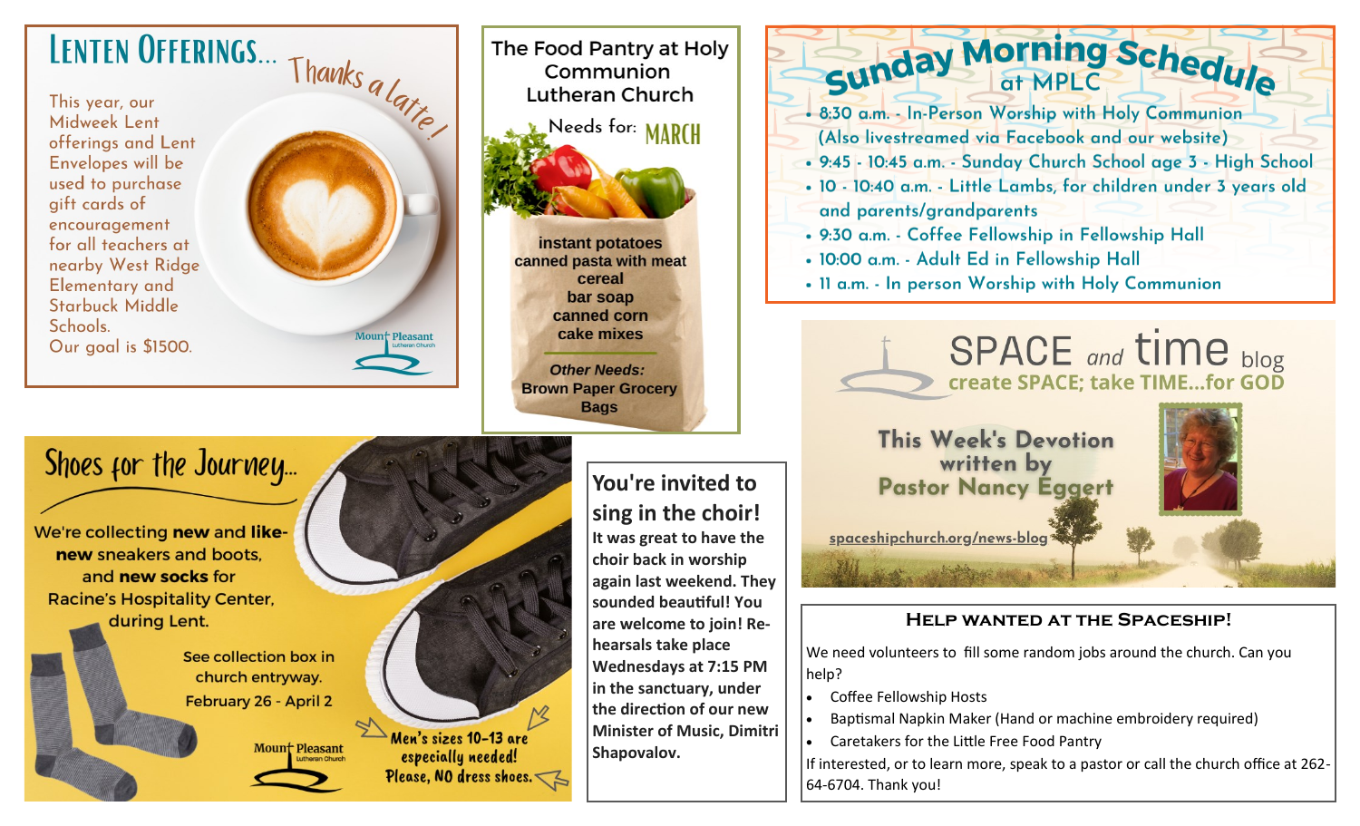## Lenten Offerings...

*Thanks a latte!*

This year, our Midweek Lent offerings and Lent Envelopes will be used to purchase gift cards of encouragement for all teachers at nearby West Ridge Elementary and Starbuck Middle Schools.

Our goal is $1500.

Mount Pleasant Lutheran Church

## The Food Pantry at Holy Communion Lutheran Church

Needs for: MARCH

**instant potatoes**
**canned pasta with meat**
**cereal**
**bar soap**
**canned corn**
**cake mixes**

***Other Needs:***
**Brown Paper Grocery Bags**

## Sunday Morning Schedule at MPLC

- 8:30 a.m. - In-Person Worship with Holy Communion (Also livestreamed via Facebook and our website)
- 9:45 - 10:45 a.m. - Sunday Church School age 3 - High School
- 10 - 10:40 a.m. - Little Lambs, for children under 3 years old and parents/grandparents
- 9:30 a.m. - Coffee Fellowship in Fellowship Hall
- 10:00 a.m. - Adult Ed in Fellowship Hall
- 11 a.m. - In person Worship with Holy Communion

## SPACE and time blog

**create SPACE; take TIME...for GOD**

**This Week's Devotion written by Pastor Nancy Eggert**

spaceshipchurch.org/news-blog

## Shoes for the Journey...

We're collecting **new** and **like-new** sneakers and boots, and **new socks** for Racine's Hospitality Center, during Lent.

See collection box in church entryway.
February 26 - April 2

Men's sizes 10-13 are especially needed!
Please, NO dress shoes.

Mount Pleasant Lutheran Church

## You're invited to sing in the choir!

**It was great to have the choir back in worship again last weekend. They sounded beautiful! You are welcome to join! Rehearsals take place Wednesdays at 7:15 PM in the sanctuary, under the direction of our new Minister of Music, Dimitri Shapovalov.**

## Help wanted at the Spaceship!

We need volunteers to fill some random jobs around the church. Can you help?

- Coffee Fellowship Hosts
- Baptismal Napkin Maker (Hand or machine embroidery required)
- Caretakers for the Little Free Food Pantry

If interested, or to learn more, speak to a pastor or call the church office at 262-64-6704. Thank you!